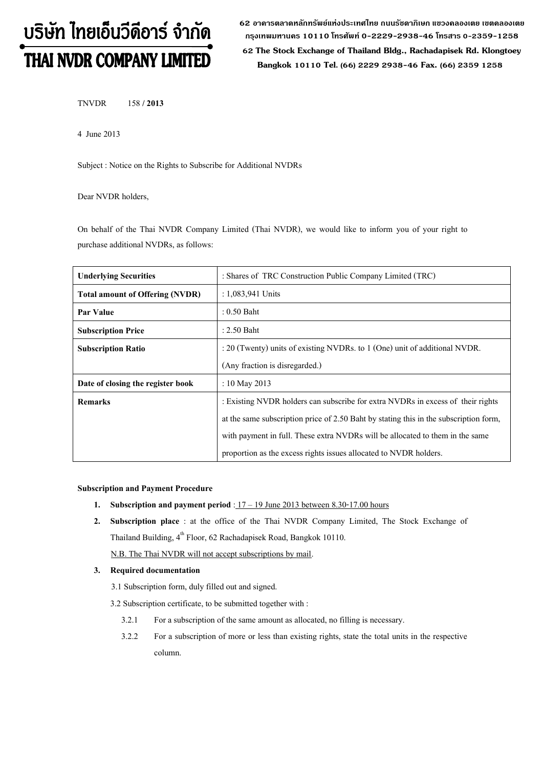# บริษัท ไทยเอ็นวีดีอาร์ จำกัด
# THAI NVDR COMPANY LIMITED

62 อาคารตลาดหลักทรัพย์แห่งประเทศไทย ถนนรัชดาภิเษก แขวงคลองเตย เขตคลองเตย กรุงเทพมหานคร 10110 โทรศัพท์ 0-2229-2938-46 โทรสาร 0-2359-1258
62 The Stock Exchange of Thailand Bldg., Rachadapisek Rd. Klongtoey Bangkok 10110 Tel. (66) 2229 2938-46 Fax. (66) 2359 1258

TNVDR 158 / **2013**

4 June 2013

Subject : Notice on the Rights to Subscribe for Additional NVDRs

Dear NVDR holders,

On behalf of the Thai NVDR Company Limited (Thai NVDR), we would like to inform you of your right to purchase additional NVDRs, as follows:

| | |
|---|---|
| **Underlying Securities** | : Shares of TRC Construction Public Company Limited (TRC) |
| **Total amount of Offering (NVDR)** | : 1,083,941 Units |
| **Par Value** | : 0.50 Baht |
| **Subscription Price** | : 2.50 Baht |
| **Subscription Ratio** | : 20 (Twenty) units of existing NVDRs. to 1 (One) unit of additional NVDR. (Any fraction is disregarded.) |
| **Date of closing the register book** | : 10 May 2013 |
| **Remarks** | : Existing NVDR holders can subscribe for extra NVDRs in excess of their rights at the same subscription price of 2.50 Baht by stating this in the subscription form, with payment in full. These extra NVDRs will be allocated to them in the same proportion as the excess rights issues allocated to NVDR holders. |

**Subscription and Payment Procedure**

1. **Subscription and payment period** : 17 – 19 June 2013 between 8.30-17.00 hours
2. **Subscription place** : at the office of the Thai NVDR Company Limited, The Stock Exchange of Thailand Building, 4th Floor, 62 Rachadapisek Road, Bangkok 10110.

   N.B. The Thai NVDR will not accept subscriptions by mail.

3. **Required documentation**

   3.1 Subscription form, duly filled out and signed.

   3.2 Subscription certificate, to be submitted together with :

   3.2.1 For a subscription of the same amount as allocated, no filling is necessary.

   3.2.2 For a subscription of more or less than existing rights, state the total units in the respective column.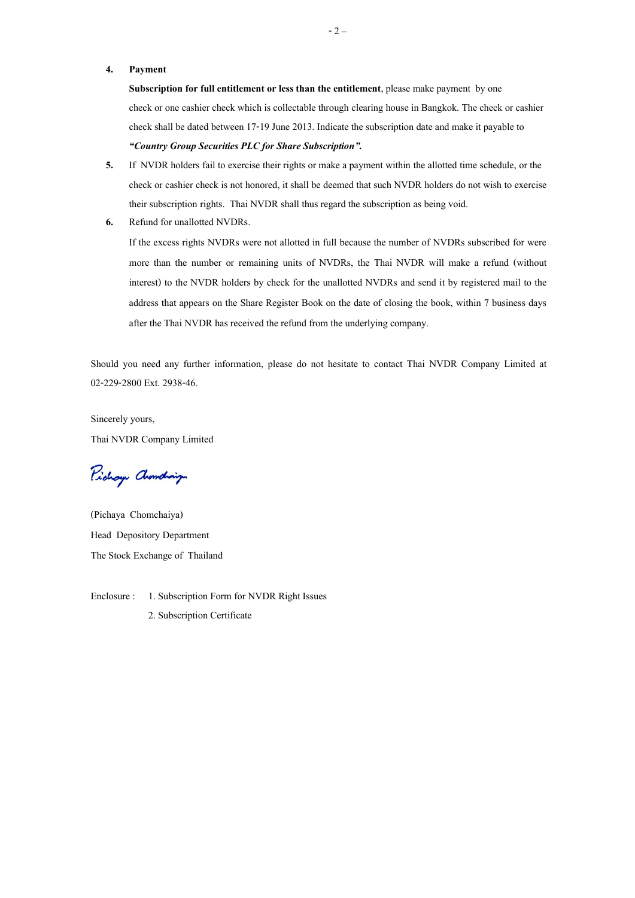4. **Payment**

   **Subscription for full entitlement or less than the entitlement**, please make payment by one check or one cashier check which is collectable through clearing house in Bangkok. The check or cashier check shall be dated between 17-19 June 2013. Indicate the subscription date and make it payable to ***"Country Group Securities PLC for Share Subscription".***

5. If NVDR holders fail to exercise their rights or make a payment within the allotted time schedule, or the check or cashier check is not honored, it shall be deemed that such NVDR holders do not wish to exercise their subscription rights. Thai NVDR shall thus regard the subscription as being void.

6. Refund for unallotted NVDRs.

   If the excess rights NVDRs were not allotted in full because the number of NVDRs subscribed for were more than the number or remaining units of NVDRs, the Thai NVDR will make a refund (without interest) to the NVDR holders by check for the unallotted NVDRs and send it by registered mail to the address that appears on the Share Register Book on the date of closing the book, within 7 business days after the Thai NVDR has received the refund from the underlying company.

Should you need any further information, please do not hesitate to contact Thai NVDR Company Limited at 02-229-2800 Ext. 2938-46.

Sincerely yours,

Thai NVDR Company Limited

(Pichaya Chomchaiya)

Head Depository Department

The Stock Exchange of Thailand

Enclosure : 1. Subscription Form for NVDR Right Issues

2. Subscription Certificate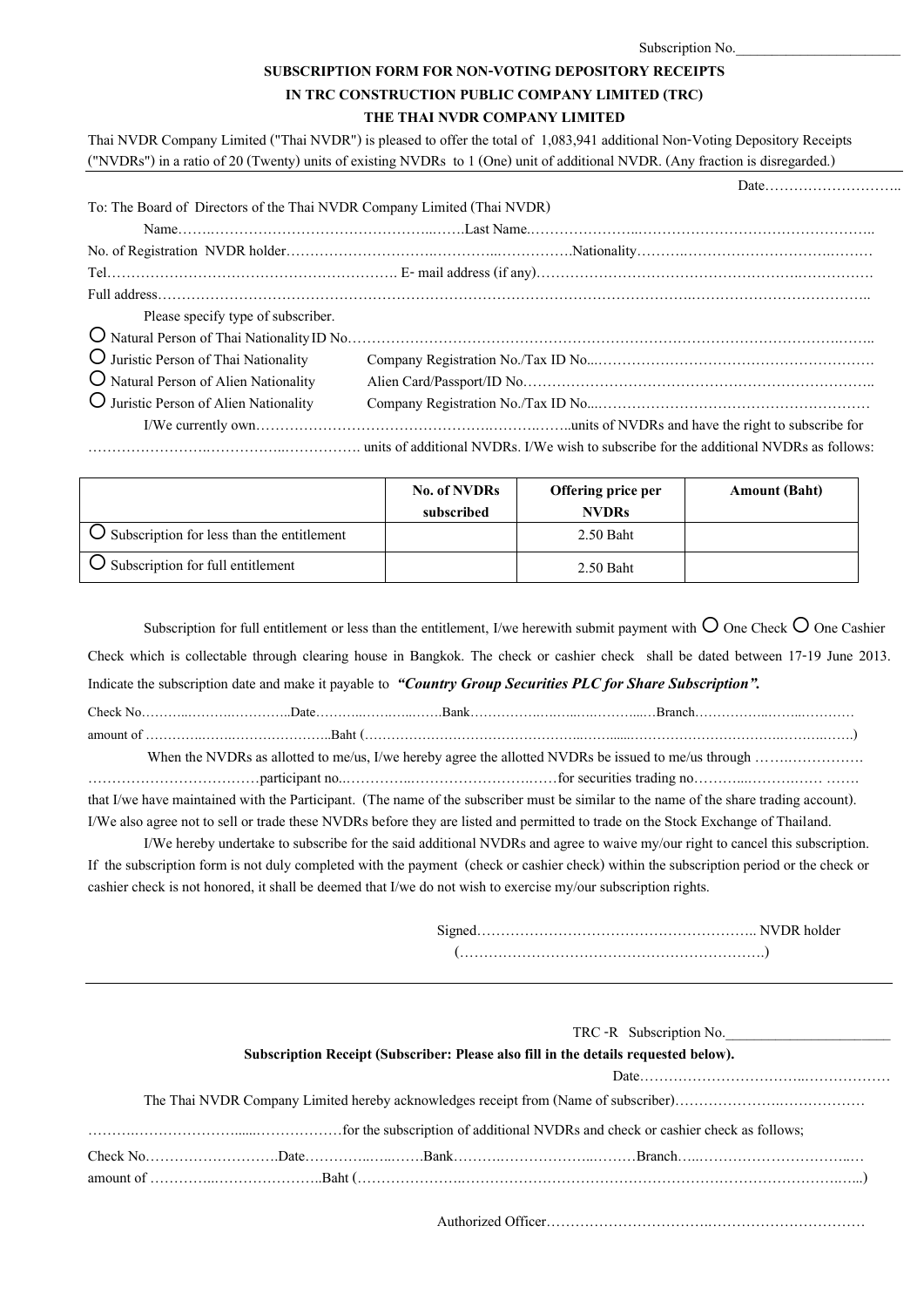Subscription No.______________________

**SUBSCRIPTION FORM FOR NON-VOTING DEPOSITORY RECEIPTS**

**IN TRC CONSTRUCTION PUBLIC COMPANY LIMITED (TRC)**

**THE THAI NVDR COMPANY LIMITED**

Thai NVDR Company Limited ("Thai NVDR") is pleased to offer the total of 1,083,941 additional Non-Voting Depository Receipts ("NVDRs") in a ratio of 20 (Twenty) units of existing NVDRs to 1 (One) unit of additional NVDR. (Any fraction is disregarded.)

Date……………………..

To: The Board of Directors of the Thai NVDR Company Limited (Thai NVDR)

Name…………………………………………….Last Name.……………………………………………………..

No. of Registration NVDR holder…………………………………………….Nationality…………………………………………

Tel……………………………………………………. E- mail address (if any)…………………………………………………………….

Full address…………………………………………………………………………………………………………………………..

Please specify type of subscriber.

- ○ Natural Person of Thai Nationality ID No………………………………………………………………………………………..
- ○ Juristic Person of Thai Nationality Company Registration No./Tax ID No...……………………………………………………
- ○ Natural Person of Alien Nationality Alien Card/Passport/ID No……………………………………………………………..
- ○ Juristic Person of Alien Nationality Company Registration No./Tax ID No...…………………………………………………

I/We currently own……………………………………………………..units of NVDRs and have the right to subscribe for ……………………………………………. units of additional NVDRs. I/We wish to subscribe for the additional NVDRs as follows:

| | No. of NVDRs subscribed | Offering price per NVDRs | Amount (Baht) |
|---|---|---|---|
| ○ Subscription for less than the entitlement | | 2.50 Baht | |
| ○ Subscription for full entitlement | | 2.50 Baht | |

Subscription for full entitlement or less than the entitlement, I/we herewith submit payment with ○ One Check ○ One Cashier Check which is collectable through clearing house in Bangkok. The check or cashier check shall be dated between 17-19 June 2013. Indicate the subscription date and make it payable to ***"Country Group Securities PLC for Share Subscription".***

Check No………………………..Date…………………….Bank…………………………………Branch…………………………

amount of ……………………………..Baht (…………………………………………………………………………………….)

When the NVDRs as allotted to me/us, I/we hereby agree the allotted NVDRs be issued to me/us through …………………. ………………………………participant no..………………………………for securities trading no……………………. ……. that I/we have maintained with the Participant. (The name of the subscriber must be similar to the name of the share trading account). I/We also agree not to sell or trade these NVDRs before they are listed and permitted to trade on the Stock Exchange of Thailand.

I/We hereby undertake to subscribe for the said additional NVDRs and agree to waive my/our right to cancel this subscription. If the subscription form is not duly completed with the payment (check or cashier check) within the subscription period or the check or cashier check is not honored, it shall be deemed that I/we do not wish to exercise my/our subscription rights.

Signed………………………………………………….. NVDR holder

(……………………………………………………….)

---

TRC -R Subscription No.______________________

**Subscription Receipt (Subscriber: Please also fill in the details requested below).**

Date………………………………………………

The Thai NVDR Company Limited hereby acknowledges receipt from (Name of subscriber)………………………………………

………………………………………………for the subscription of additional NVDRs and check or cashier check as follows;

Check No……………………….Date…………………….Bank…………………………………Branch……………………………

amount of …………………………………..Baht (………………………………………………………………………………………..)

Authorized Officer……………………………………………………………